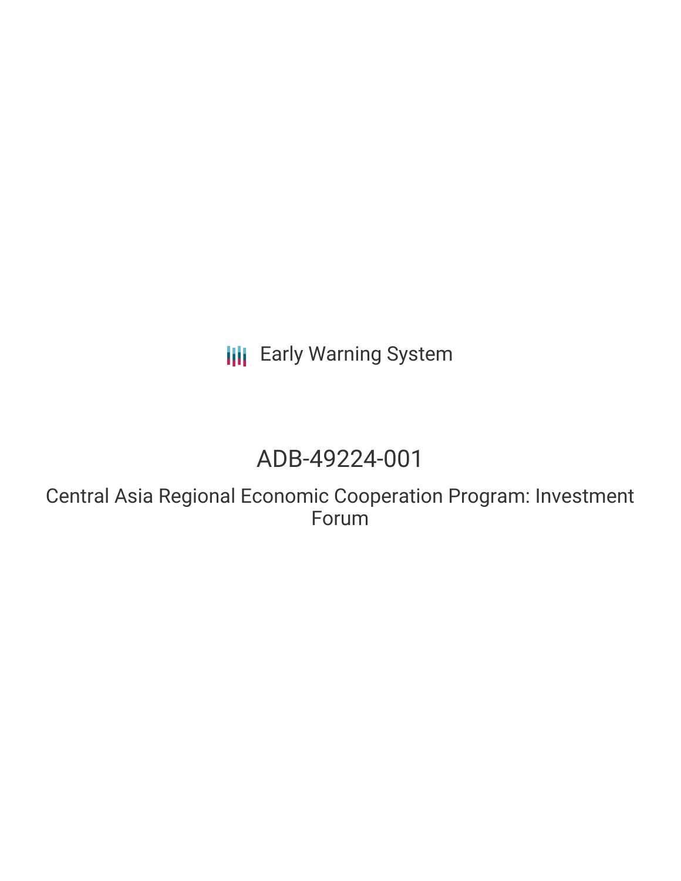Early Warning System

# ADB-49224-001

## Central Asia Regional Economic Cooperation Program: Investment Forum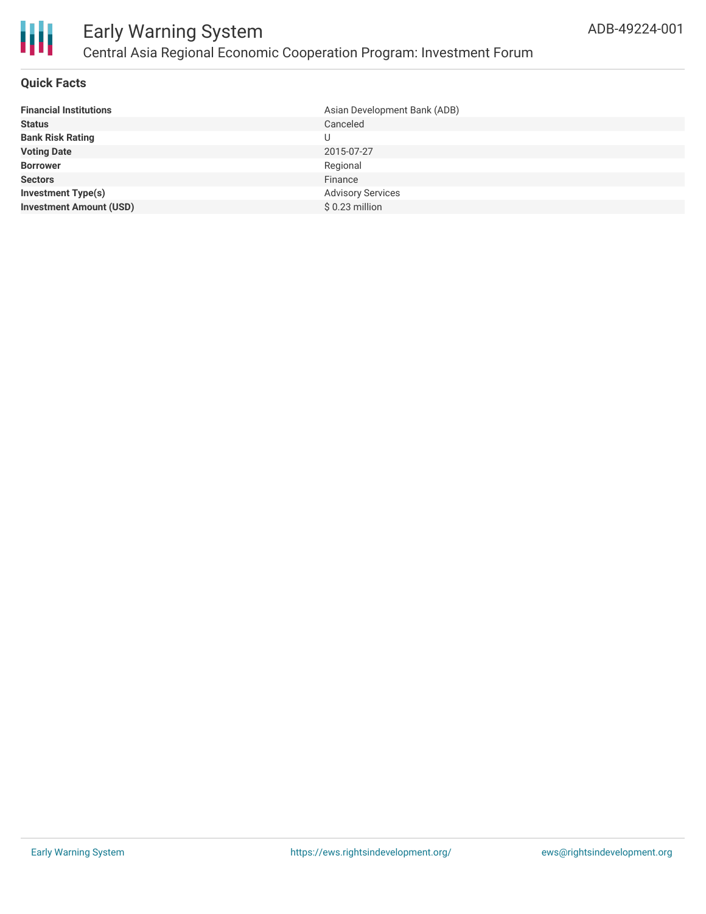# Early Warning System

## Central Asia Regional Economic Cooperation Program: Investment Forum

ADB-49224-001

### Quick Facts

| | |
|---|---|
| **Financial Institutions** | Asian Development Bank (ADB) |
| **Status** | Canceled |
| **Bank Risk Rating** | U |
| **Voting Date** | 2015-07-27 |
| **Borrower** | Regional |
| **Sectors** | Finance |
| **Investment Type(s)** | Advisory Services |
| **Investment Amount (USD)** | $ 0.23 million |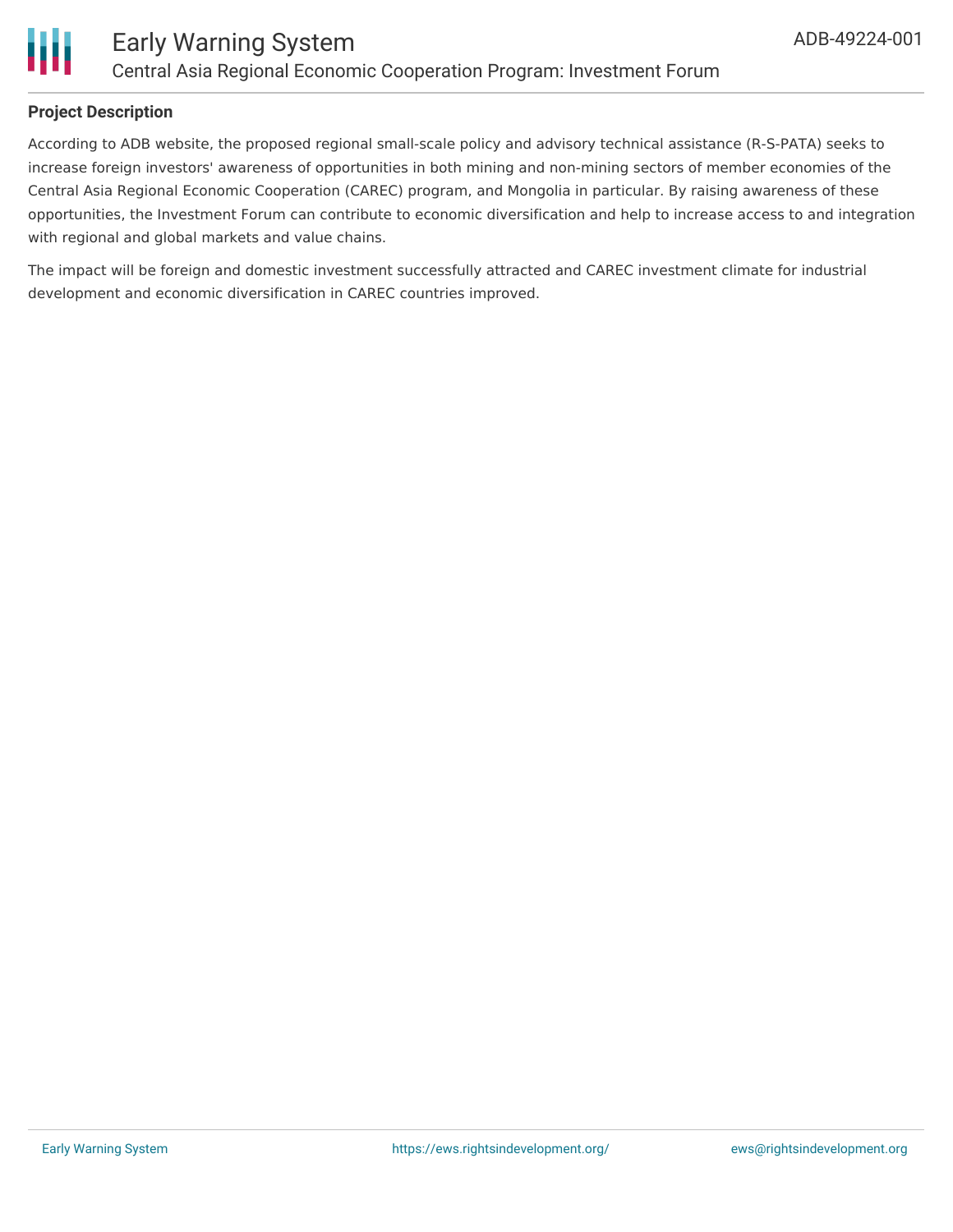## Project Description

According to ADB website, the proposed regional small-scale policy and advisory technical assistance (R-S-PATA) seeks to increase foreign investors' awareness of opportunities in both mining and non-mining sectors of member economies of the Central Asia Regional Economic Cooperation (CAREC) program, and Mongolia in particular. By raising awareness of these opportunities, the Investment Forum can contribute to economic diversification and help to increase access to and integration with regional and global markets and value chains.

The impact will be foreign and domestic investment successfully attracted and CAREC investment climate for industrial development and economic diversification in CAREC countries improved.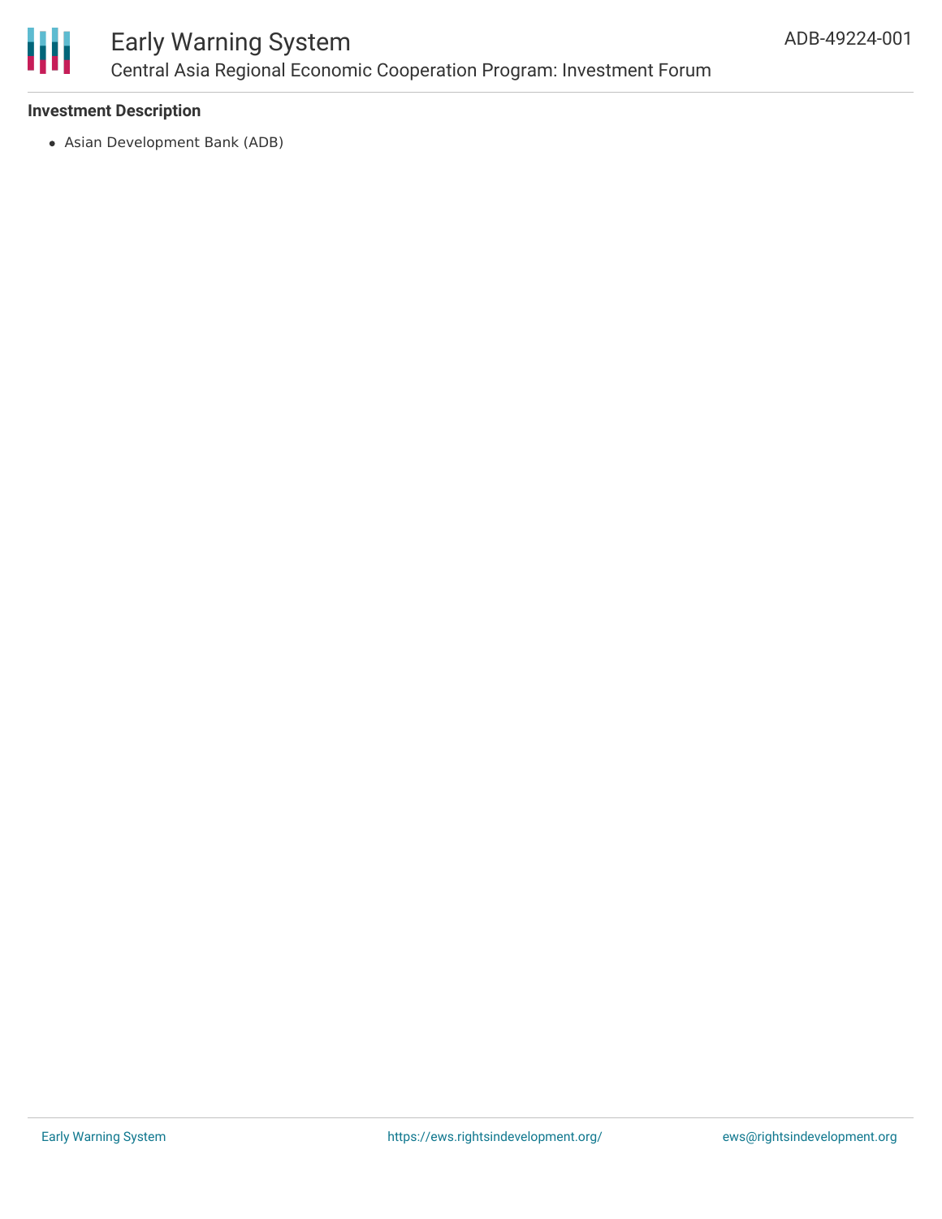### Investment Description

- Asian Development Bank (ADB)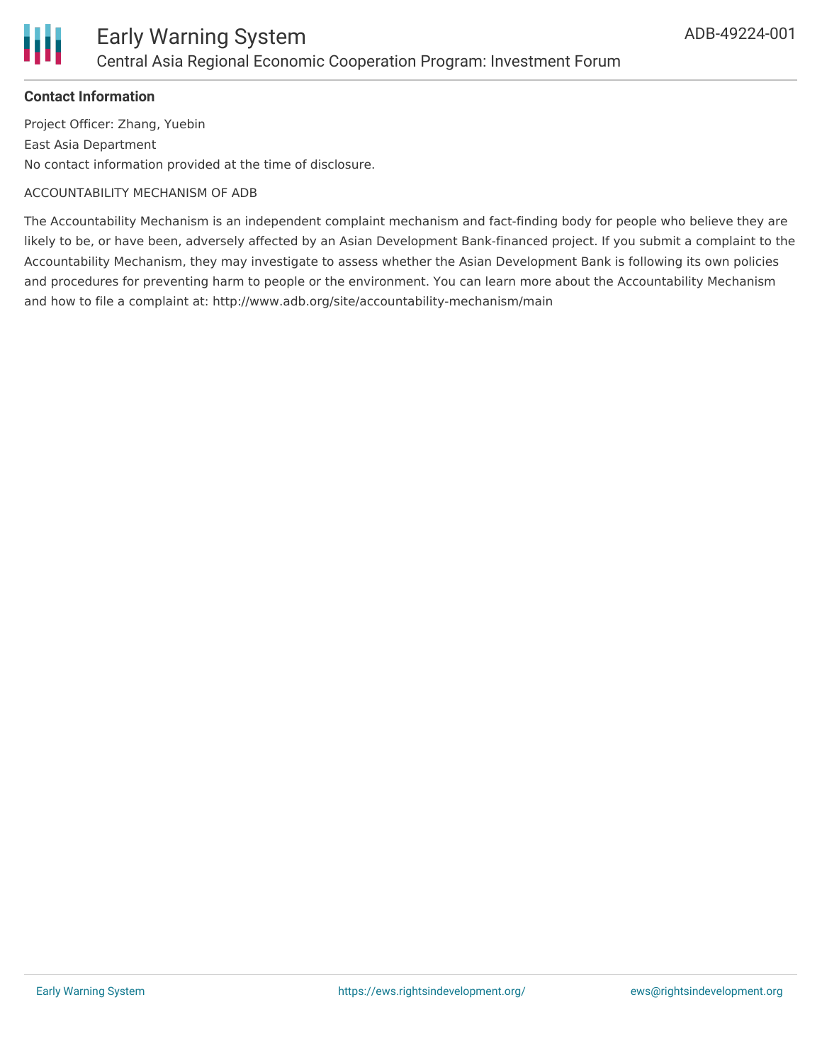**Contact Information**

Project Officer: Zhang, Yuebin

East Asia Department

No contact information provided at the time of disclosure.

ACCOUNTABILITY MECHANISM OF ADB

The Accountability Mechanism is an independent complaint mechanism and fact-finding body for people who believe they are likely to be, or have been, adversely affected by an Asian Development Bank-financed project. If you submit a complaint to the Accountability Mechanism, they may investigate to assess whether the Asian Development Bank is following its own policies and procedures for preventing harm to people or the environment. You can learn more about the Accountability Mechanism and how to file a complaint at: http://www.adb.org/site/accountability-mechanism/main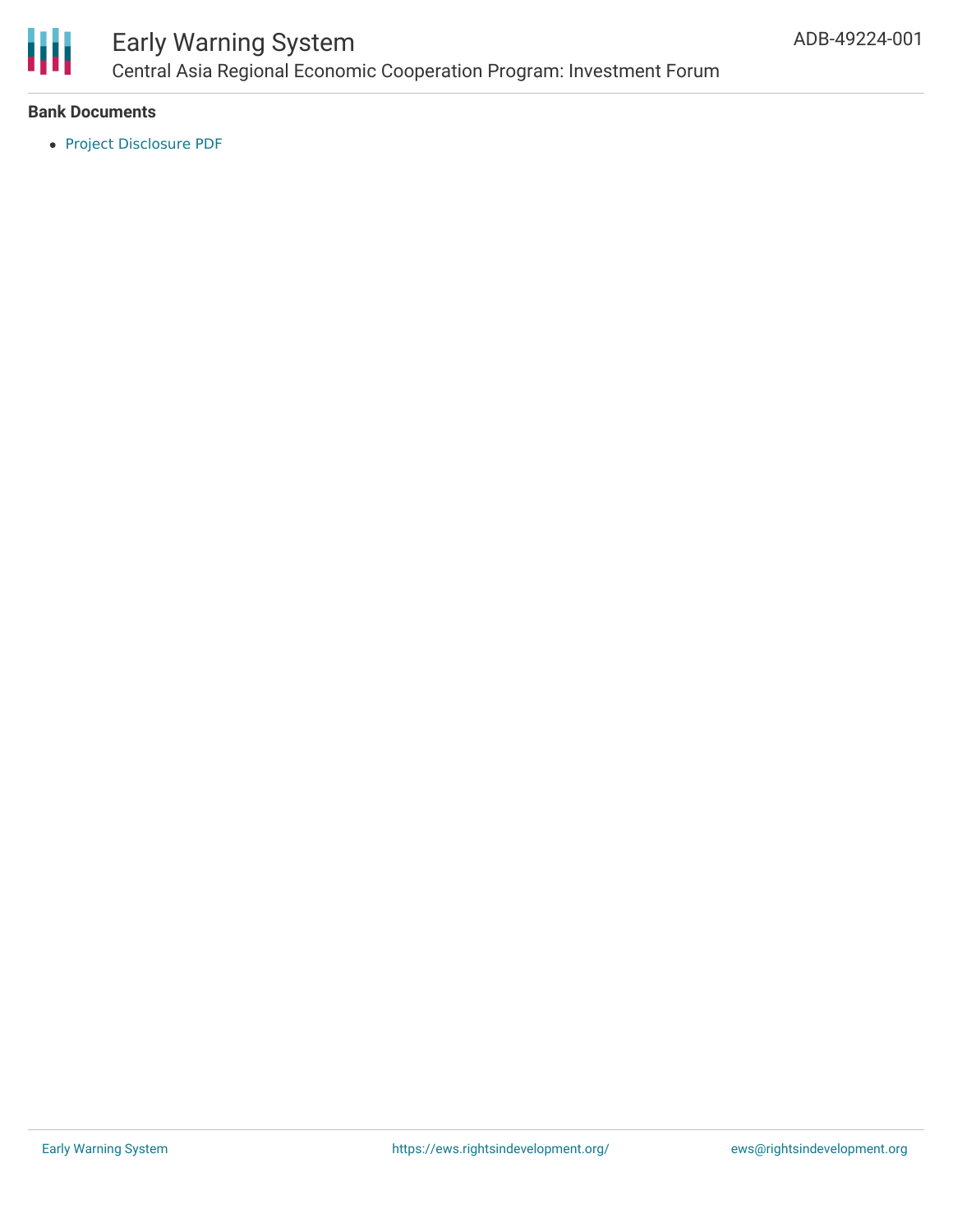**Bank Documents**

- Project Disclosure PDF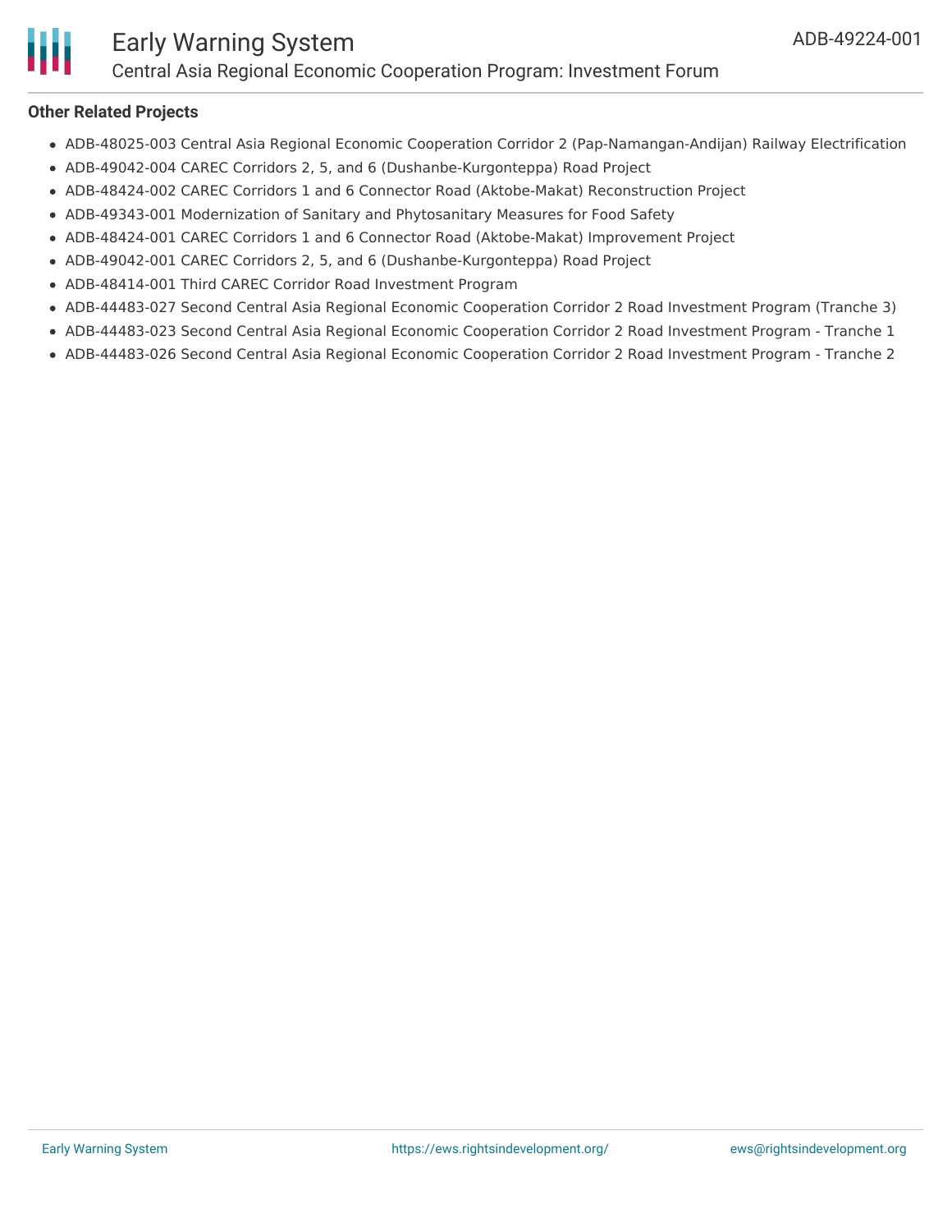**Other Related Projects**

- ADB-48025-003 Central Asia Regional Economic Cooperation Corridor 2 (Pap-Namangan-Andijan) Railway Electrification
- ADB-49042-004 CAREC Corridors 2, 5, and 6 (Dushanbe-Kurgonteppa) Road Project
- ADB-48424-002 CAREC Corridors 1 and 6 Connector Road (Aktobe-Makat) Reconstruction Project
- ADB-49343-001 Modernization of Sanitary and Phytosanitary Measures for Food Safety
- ADB-48424-001 CAREC Corridors 1 and 6 Connector Road (Aktobe-Makat) Improvement Project
- ADB-49042-001 CAREC Corridors 2, 5, and 6 (Dushanbe-Kurgonteppa) Road Project
- ADB-48414-001 Third CAREC Corridor Road Investment Program
- ADB-44483-027 Second Central Asia Regional Economic Cooperation Corridor 2 Road Investment Program (Tranche 3)
- ADB-44483-023 Second Central Asia Regional Economic Cooperation Corridor 2 Road Investment Program - Tranche 1
- ADB-44483-026 Second Central Asia Regional Economic Cooperation Corridor 2 Road Investment Program - Tranche 2